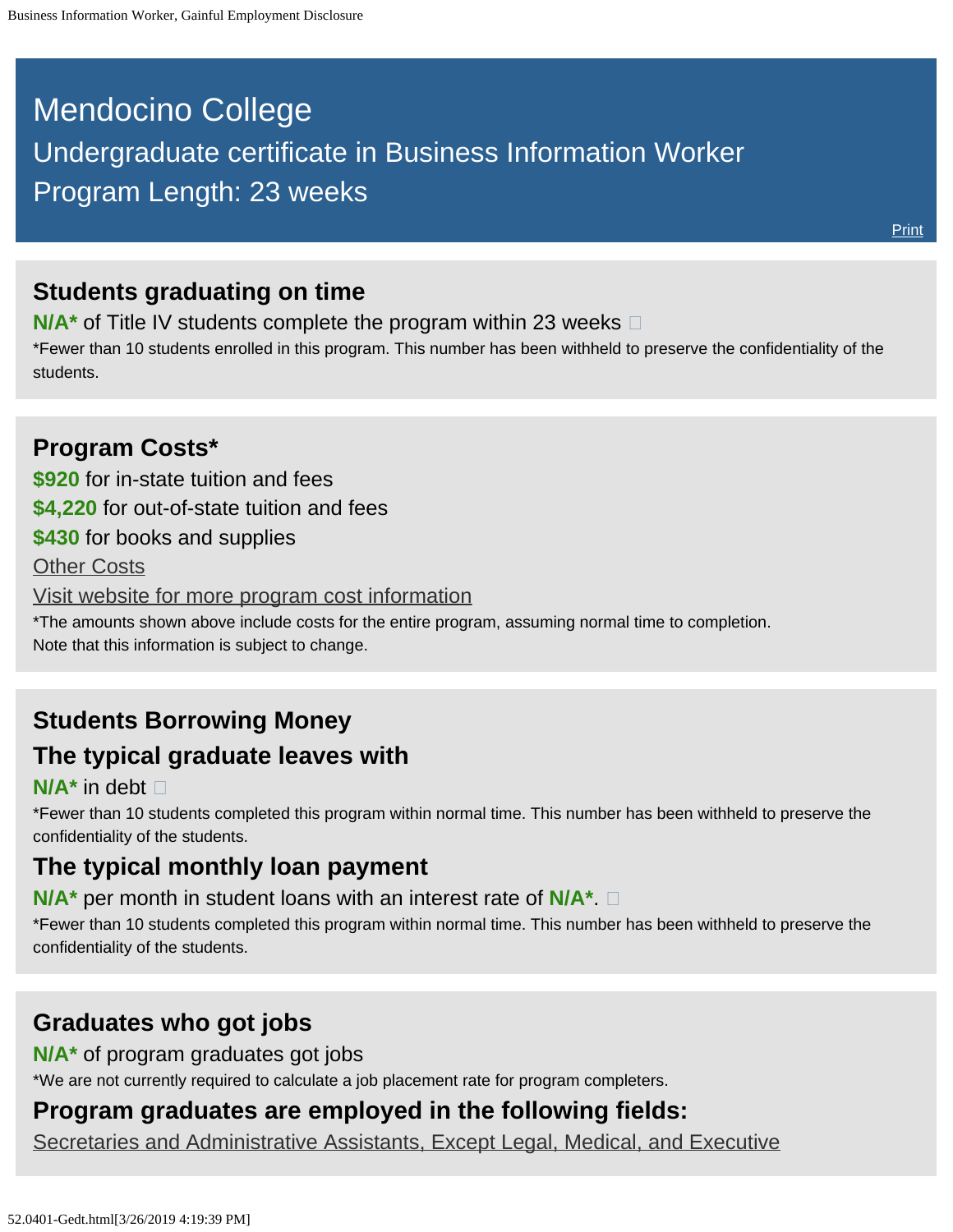# Mendocino College

## Undergraduate certificate in Business Information Worker

## Program Length: 23 weeks

Print

### Students graduating on time

**N/A*** of Title IV students complete the program within 23 weeks

*Fewer than 10 students enrolled in this program. This number has been withheld to preserve the confidentiality of the students.

### Program Costs*

**$920** for in-state tuition and fees

**$4,220** for out-of-state tuition and fees

**$430** for books and supplies

Other Costs

Visit website for more program cost information

*The amounts shown above include costs for the entire program, assuming normal time to completion. Note that this information is subject to change.

### Students Borrowing Money

### The typical graduate leaves with

**N/A*** in debt

*Fewer than 10 students completed this program within normal time. This number has been withheld to preserve the confidentiality of the students.

### The typical monthly loan payment

**N/A*** per month in student loans with an interest rate of **N/A***.

*Fewer than 10 students completed this program within normal time. This number has been withheld to preserve the confidentiality of the students.

### Graduates who got jobs

**N/A*** of program graduates got jobs

*We are not currently required to calculate a job placement rate for program completers.

### Program graduates are employed in the following fields:

Secretaries and Administrative Assistants, Except Legal, Medical, and Executive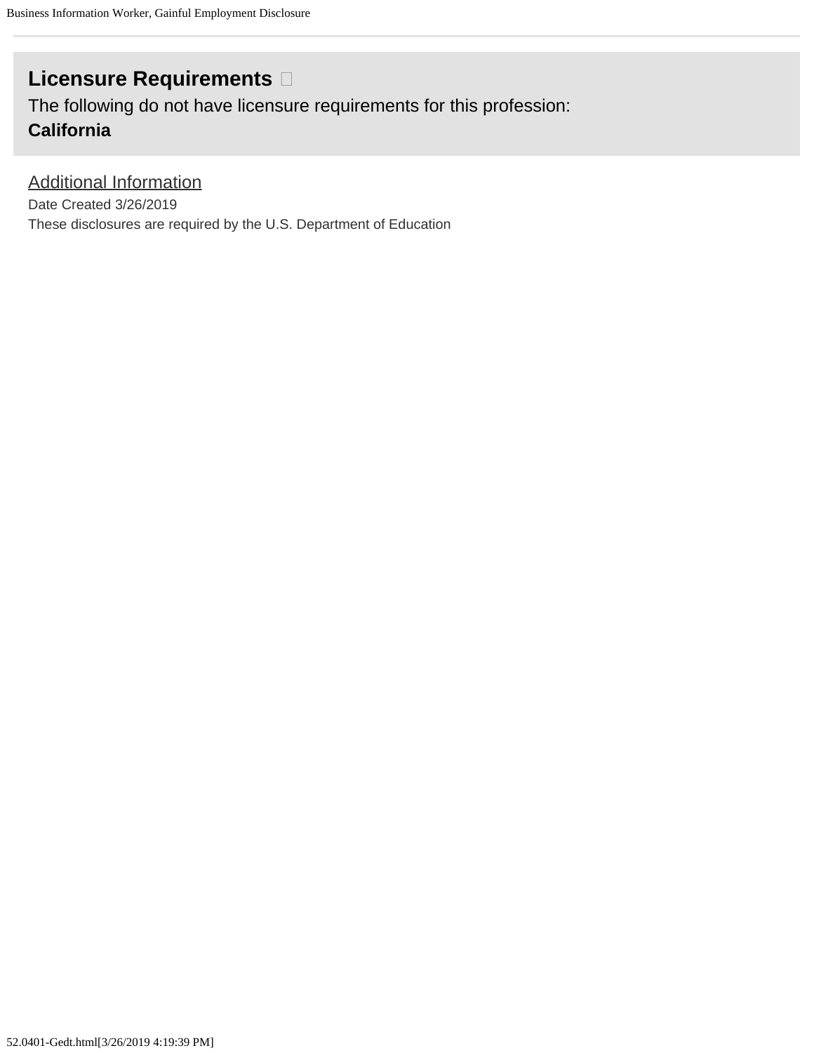## Licensure Requirements

The following do not have licensure requirements for this profession:

**California**

Additional Information

Date Created 3/26/2019

These disclosures are required by the U.S. Department of Education